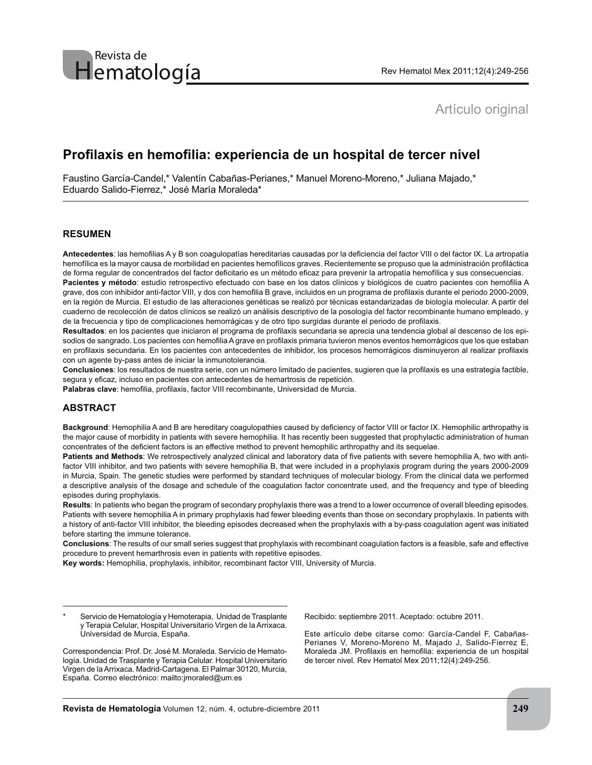Artículo original

# Profilaxis en hemofilia: experiencia de un hospital de tercer nivel

Faustino García-Candel,* Valentín Cabañas-Perianes,* Manuel Moreno-Moreno,* Juliana Majado,* Eduardo Salido-Fierrez,* José María Moraleda*

## RESUMEN

**Antecedentes**: las hemofilias A y B son coagulopatías hereditarias causadas por la deficiencia del factor VIII o del factor IX. La artropatía hemofílica es la mayor causa de morbilidad en pacientes hemofílicos graves. Recientemente se propuso que la administración profiláctica de forma regular de concentrados del factor deficitario es un método eficaz para prevenir la artropatía hemofílica y sus consecuencias.
**Pacientes y método**: estudio retrospectivo efectuado con base en los datos clínicos y biológicos de cuatro pacientes con hemofilia A grave, dos con inhibidor anti-factor VIII, y dos con hemofilia B grave, incluidos en un programa de profilaxis durante el periodo 2000-2009, en la región de Murcia. El estudio de las alteraciones genéticas se realizó por técnicas estandarizadas de biología molecular. A partir del cuaderno de recolección de datos clínicos se realizó un análisis descriptivo de la posología del factor recombinante humano empleado, y de la frecuencia y tipo de complicaciones hemorrágicas y de otro tipo surgidas durante el periodo de profilaxis.
**Resultados**: en los pacientes que iniciaron el programa de profilaxis secundaria se aprecia una tendencia global al descenso de los episodios de sangrado. Los pacientes con hemofilia A grave en profilaxis primaria tuvieron menos eventos hemorrágicos que los que estaban en profilaxis secundaria. En los pacientes con antecedentes de inhibidor, los procesos hemorrágicos disminuyeron al realizar profilaxis con un agente by-pass antes de iniciar la inmunotolerancia.
**Conclusiones**: los resultados de nuestra serie, con un número limitado de pacientes, sugieren que la profilaxis es una estrategia factible, segura y eficaz, incluso en pacientes con antecedentes de hemartrosis de repetición.
**Palabras clave**: hemofilia, profilaxis, factor VIII recombinante, Universidad de Murcia.

## ABSTRACT

**Background**: Hemophilia A and B are hereditary coagulopathies caused by deficiency of factor VIII or factor IX. Hemophilic arthropathy is the major cause of morbidity in patients with severe hemophilia. It has recently been suggested that prophylactic administration of human concentrates of the deficient factors is an effective method to prevent hemophilic arthropathy and its sequelae.
**Patients and Methods**: We retrospectively analyzed clinical and laboratory data of five patients with severe hemophilia A, two with anti-factor VIII inhibitor, and two patients with severe hemophilia B, that were included in a prophylaxis program during the years 2000-2009 in Murcia, Spain. The genetic studies were performed by standard techniques of molecular biology. From the clinical data we performed a descriptive analysis of the dosage and schedule of the coagulation factor concentrate used, and the frequency and type of bleeding episodes during prophylaxis.
**Results**: In patients who began the program of secondary prophylaxis there was a trend to a lower occurrence of overall bleeding episodes. Patients with severe hemophilia A in primary prophylaxis had fewer bleeding events than those on secondary prophylaxis. In patients with a history of anti-factor VIII inhibitor, the bleeding episodes decreased when the prophylaxis with a by-pass coagulation agent was initiated before starting the immune tolerance.
**Conclusions**: The results of our small series suggest that prophylaxis with recombinant coagulation factors is a feasible, safe and effective procedure to prevent hemarthrosis even in patients with repetitive episodes.
**Key words:** Hemophilia, prophylaxis, inhibitor, recombinant factor VIII, University of Murcia.

---

\* Servicio de Hematología y Hemoterapia, Unidad de Trasplante y Terapia Celular, Hospital Universitario Virgen de la Arrixaca. Universidad de Murcia, España.

Correspondencia: Prof. Dr. José M. Moraleda. Servicio de Hematología. Unidad de Trasplante y Terapia Celular. Hospital Universitario Virgen de la Arrixaca. Madrid-Cartagena. El Palmar 30120, Murcia, España. Correo electrónico: mailto:jmoraled@um.es

Recibido: septiembre 2011. Aceptado: octubre 2011.

Este artículo debe citarse como: García-Candel F, Cabañas-Perianes V, Moreno-Moreno M, Majado J, Salido-Fierrez E, Moraleda JM. Profilaxis en hemofilia: experiencia de un hospital de tercer nivel. Rev Hematol Mex 2011;12(4):249-256.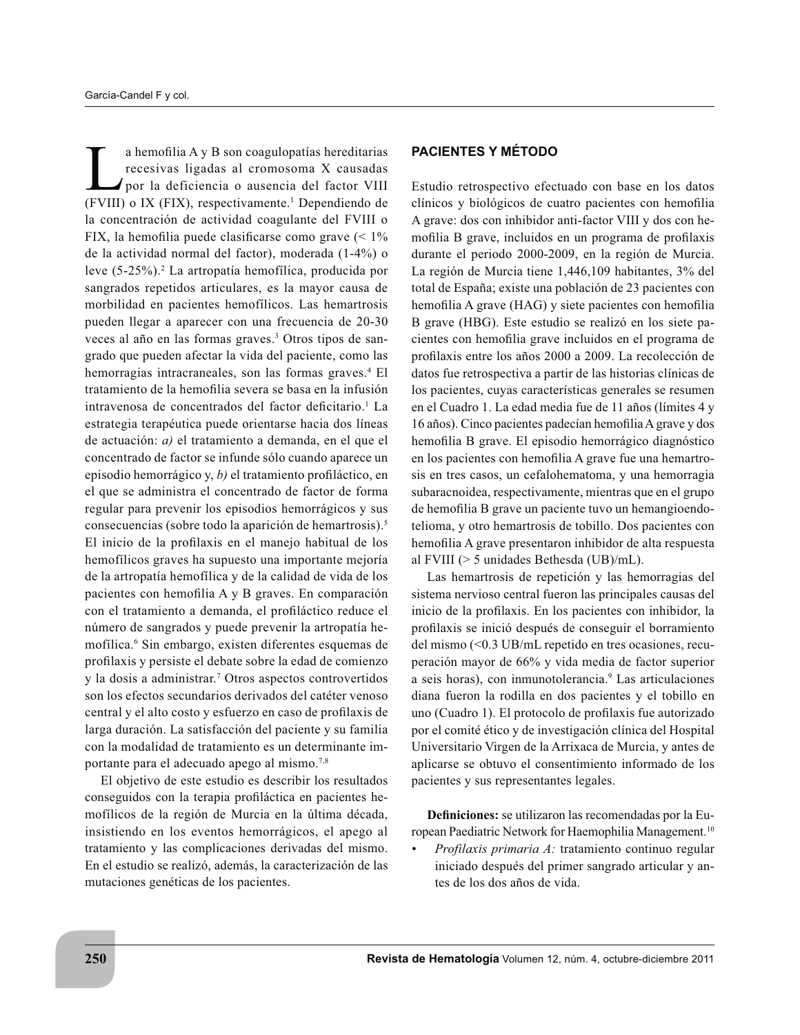La hemofilia A y B son coagulopatías hereditarias recesivas ligadas al cromosoma X causadas por la deficiencia o ausencia del factor VIII (FVIII) o IX (FIX), respectivamente.[1] Dependiendo de la concentración de actividad coagulante del FVIII o FIX, la hemofilia puede clasificarse como grave (< 1% de la actividad normal del factor), moderada (1-4%) o leve (5-25%).[2] La artropatía hemofílica, producida por sangrados repetidos articulares, es la mayor causa de morbilidad en pacientes hemofílicos. Las hemartrosis pueden llegar a aparecer con una frecuencia de 20-30 veces al año en las formas graves.[3] Otros tipos de sangrado que pueden afectar la vida del paciente, como las hemorragias intracraneales, son las formas graves.[4] El tratamiento de la hemofilia severa se basa en la infusión intravenosa de concentrados del factor deficitario.[1] La estrategia terapéutica puede orientarse hacia dos líneas de actuación: *a)* el tratamiento a demanda, en el que el concentrado de factor se infunde sólo cuando aparece un episodio hemorrágico y, *b)* el tratamiento profiláctico, en el que se administra el concentrado de factor de forma regular para prevenir los episodios hemorrágicos y sus consecuencias (sobre todo la aparición de hemartrosis).[5] El inicio de la profilaxis en el manejo habitual de los hemofílicos graves ha supuesto una importante mejoría de la artropatía hemofílica y de la calidad de vida de los pacientes con hemofilia A y B graves. En comparación con el tratamiento a demanda, el profiláctico reduce el número de sangrados y puede prevenir la artropatía hemofílica.[6] Sin embargo, existen diferentes esquemas de profilaxis y persiste el debate sobre la edad de comienzo y la dosis a administrar.[7] Otros aspectos controvertidos son los efectos secundarios derivados del catéter venoso central y el alto costo y esfuerzo en caso de profilaxis de larga duración. La satisfacción del paciente y su familia con la modalidad de tratamiento es un determinante importante para el adecuado apego al mismo.[7,8]

El objetivo de este estudio es describir los resultados conseguidos con la terapia profiláctica en pacientes hemofílicos de la región de Murcia en la última década, insistiendo en los eventos hemorrágicos, el apego al tratamiento y las complicaciones derivadas del mismo. En el estudio se realizó, además, la caracterización de las mutaciones genéticas de los pacientes.

## PACIENTES Y MÉTODO

Estudio retrospectivo efectuado con base en los datos clínicos y biológicos de cuatro pacientes con hemofilia A grave: dos con inhibidor anti-factor VIII y dos con hemofilia B grave, incluidos en un programa de profilaxis durante el periodo 2000-2009, en la región de Murcia. La región de Murcia tiene 1,446,109 habitantes, 3% del total de España; existe una población de 23 pacientes con hemofilia A grave (HAG) y siete pacientes con hemofilia B grave (HBG). Este estudio se realizó en los siete pacientes con hemofilia grave incluidos en el programa de profilaxis entre los años 2000 a 2009. La recolección de datos fue retrospectiva a partir de las historias clínicas de los pacientes, cuyas características generales se resumen en el Cuadro 1. La edad media fue de 11 años (límites 4 y 16 años). Cinco pacientes padecían hemofilia A grave y dos hemofilia B grave. El episodio hemorrágico diagnóstico en los pacientes con hemofilia A grave fue una hemartrosis en tres casos, un cefalohematoma, y una hemorragia subaracnoidea, respectivamente, mientras que en el grupo de hemofilia B grave un paciente tuvo un hemangioendotelioma, y otro hemartrosis de tobillo. Dos pacientes con hemofilia A grave presentaron inhibidor de alta respuesta al FVIII (> 5 unidades Bethesda (UB)/mL).

Las hemartrosis de repetición y las hemorragias del sistema nervioso central fueron las principales causas del inicio de la profilaxis. En los pacientes con inhibidor, la profilaxis se inició después de conseguir el borramiento del mismo (<0.3 UB/mL repetido en tres ocasiones, recuperación mayor de 66% y vida media de factor superior a seis horas), con inmunotolerancia.[9] Las articulaciones diana fueron la rodilla en dos pacientes y el tobillo en uno (Cuadro 1). El protocolo de profilaxis fue autorizado por el comité ético y de investigación clínica del Hospital Universitario Virgen de la Arrixaca de Murcia, y antes de aplicarse se obtuvo el consentimiento informado de los pacientes y sus representantes legales.

**Definiciones:** se utilizaron las recomendadas por la European Paediatric Network for Haemophilia Management.[10]

- *Profilaxis primaria A:* tratamiento continuo regular iniciado después del primer sangrado articular y antes de los dos años de vida.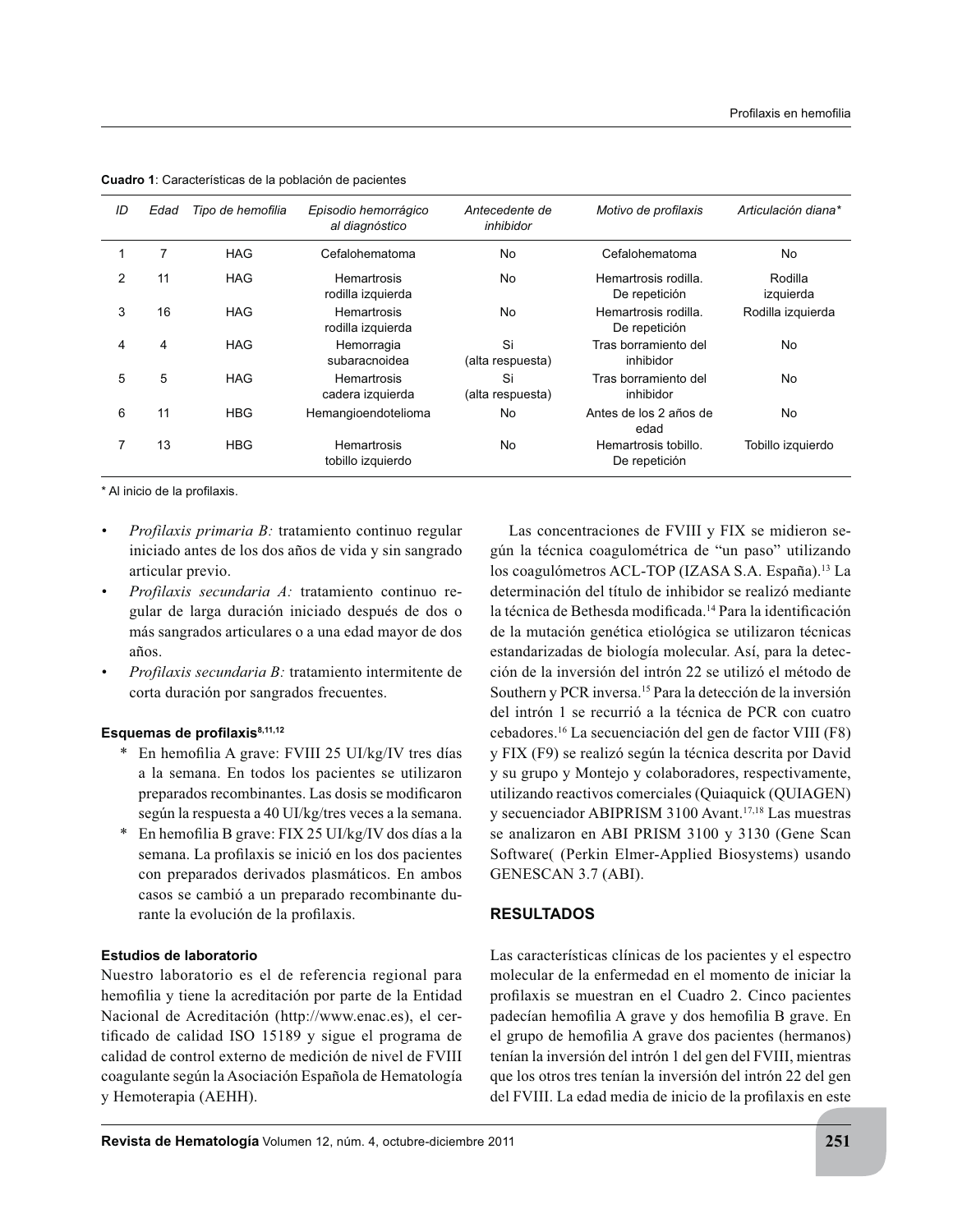**Cuadro 1**: Características de la población de pacientes

| *ID* | *Edad* | *Tipo de hemofilia* | *Episodio hemorrágico al diagnóstico* | *Antecedente de inhibidor* | *Motivo de profilaxis* | *Articulación diana** |
|---|---|---|---|---|---|---|
| 1 | 7 | HAG | Cefalohematoma | No | Cefalohematoma | No |
| 2 | 11 | HAG | Hemartrosis rodilla izquierda | No | Hemartrosis rodilla. De repetición | Rodilla izquierda |
| 3 | 16 | HAG | Hemartrosis rodilla izquierda | No | Hemartrosis rodilla. De repetición | Rodilla izquierda |
| 4 | 4 | HAG | Hemorragia subaracnoidea | Si (alta respuesta) | Tras borramiento del inhibidor | No |
| 5 | 5 | HAG | Hemartrosis cadera izquierda | Si (alta respuesta) | Tras borramiento del inhibidor | No |
| 6 | 11 | HBG | Hemangioendotelioma | No | Antes de los 2 años de edad | No |
| 7 | 13 | HBG | Hemartrosis tobillo izquierdo | No | Hemartrosis tobillo. De repetición | Tobillo izquierdo |

\* Al inicio de la profilaxis.

- *Profilaxis primaria B:* tratamiento continuo regular iniciado antes de los dos años de vida y sin sangrado articular previo.
- *Profilaxis secundaria A:* tratamiento continuo regular de larga duración iniciado después de dos o más sangrados articulares o a una edad mayor de dos años.
- *Profilaxis secundaria B:* tratamiento intermitente de corta duración por sangrados frecuentes.

#### Esquemas de profilaxis[8,11,12]

\* En hemofilia A grave: FVIII 25 UI/kg/IV tres días a la semana. En todos los pacientes se utilizaron preparados recombinantes. Las dosis se modificaron según la respuesta a 40 UI/kg/tres veces a la semana.

\* En hemofilia B grave: FIX 25 UI/kg/IV dos días a la semana. La profilaxis se inició en los dos pacientes con preparados derivados plasmáticos. En ambos casos se cambió a un preparado recombinante durante la evolución de la profilaxis.

#### Estudios de laboratorio

Nuestro laboratorio es el de referencia regional para hemofilia y tiene la acreditación por parte de la Entidad Nacional de Acreditación (http://www.enac.es), el certificado de calidad ISO 15189 y sigue el programa de calidad de control externo de medición de nivel de FVIII coagulante según la Asociación Española de Hematología y Hemoterapia (AEHH).

Las concentraciones de FVIII y FIX se midieron según la técnica coagulométrica de "un paso" utilizando los coagulómetros ACL-TOP (IZASA S.A. España).[13] La determinación del título de inhibidor se realizó mediante la técnica de Bethesda modificada.[14] Para la identificación de la mutación genética etiológica se utilizaron técnicas estandarizadas de biología molecular. Así, para la detección de la inversión del intrón 22 se utilizó el método de Southern y PCR inversa.[15] Para la detección de la inversión del intrón 1 se recurrió a la técnica de PCR con cuatro cebadores.[16] La secuenciación del gen de factor VIII (F8) y FIX (F9) se realizó según la técnica descrita por David y su grupo y Montejo y colaboradores, respectivamente, utilizando reactivos comerciales (Quiaquick (QUIAGEN) y secuenciador ABIPRISM 3100 Avant.[17,18] Las muestras se analizaron en ABI PRISM 3100 y 3130 (Gene Scan Software( (Perkin Elmer-Applied Biosystems) usando GENESCAN 3.7 (ABI).

### RESULTADOS

Las características clínicas de los pacientes y el espectro molecular de la enfermedad en el momento de iniciar la profilaxis se muestran en el Cuadro 2. Cinco pacientes padecían hemofilia A grave y dos hemofilia B grave. En el grupo de hemofilia A grave dos pacientes (hermanos) tenían la inversión del intrón 1 del gen del FVIII, mientras que los otros tres tenían la inversión del intrón 22 del gen del FVIII. La edad media de inicio de la profilaxis en este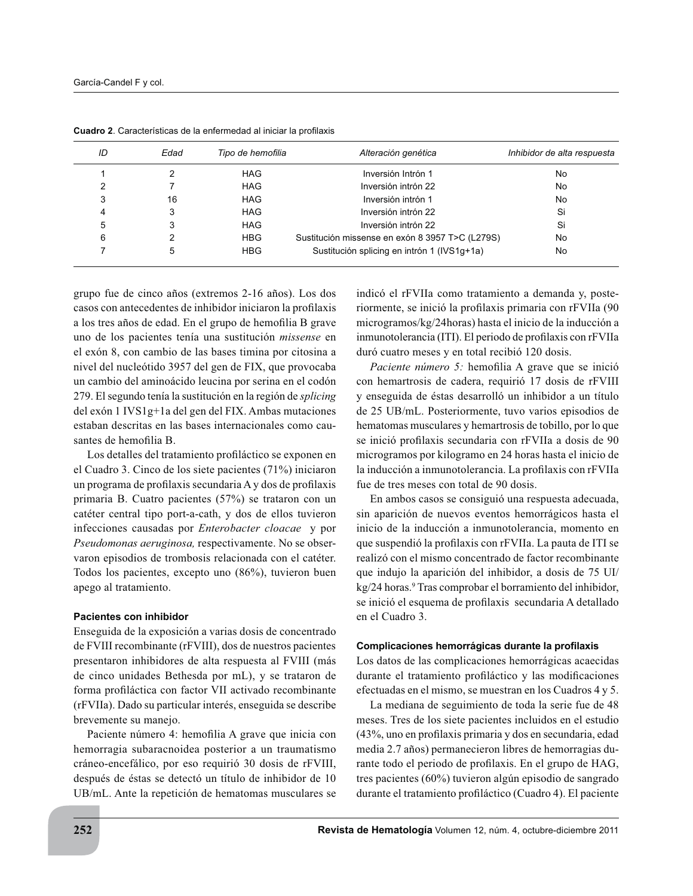**Cuadro 2**. Características de la enfermedad al iniciar la profilaxis

| *ID* | *Edad* | *Tipo de hemofilia* | *Alteración genética* | *Inhibidor de alta respuesta* |
|---|---|---|---|---|
| 1 | 2 | HAG | Inversión Intrón 1 | No |
| 2 | 7 | HAG | Inversión intrón 22 | No |
| 3 | 16 | HAG | Inversión intrón 1 | No |
| 4 | 3 | HAG | Inversión intrón 22 | Si |
| 5 | 3 | HAG | Inversión intrón 22 | Si |
| 6 | 2 | HBG | Sustitución missense en exón 8 3957 T>C (L279S) | No |
| 7 | 5 | HBG | Sustitución splicing en intrón 1 (IVS1g+1a) | No |

grupo fue de cinco años (extremos 2-16 años). Los dos casos con antecedentes de inhibidor iniciaron la profilaxis a los tres años de edad. En el grupo de hemofilia B grave uno de los pacientes tenía una sustitución *missense* en el exón 8, con cambio de las bases timina por citosina a nivel del nucleótido 3957 del gen de FIX, que provocaba un cambio del aminoácido leucina por serina en el codón 279. El segundo tenía la sustitución en la región de *splicing* del exón 1 IVS1g+1a del gen del FIX. Ambas mutaciones estaban descritas en las bases internacionales como causantes de hemofilia B.

Los detalles del tratamiento profiláctico se exponen en el Cuadro 3. Cinco de los siete pacientes (71%) iniciaron un programa de profilaxis secundaria A y dos de profilaxis primaria B. Cuatro pacientes (57%) se trataron con un catéter central tipo port-a-cath, y dos de ellos tuvieron infecciones causadas por *Enterobacter cloacae* y por *Pseudomonas aeruginosa,* respectivamente. No se observaron episodios de trombosis relacionada con el catéter. Todos los pacientes, excepto uno (86%), tuvieron buen apego al tratamiento.

### Pacientes con inhibidor

Enseguida de la exposición a varias dosis de concentrado de FVIII recombinante (rFVIII), dos de nuestros pacientes presentaron inhibidores de alta respuesta al FVIII (más de cinco unidades Bethesda por mL), y se trataron de forma profiláctica con factor VII activado recombinante (rFVIIa). Dado su particular interés, enseguida se describe brevemente su manejo.

Paciente número 4: hemofilia A grave que inicia con hemorragia subaracnoidea posterior a un traumatismo cráneo-encefálico, por eso requirió 30 dosis de rFVIII, después de éstas se detectó un título de inhibidor de 10 UB/mL. Ante la repetición de hematomas musculares se indicó el rFVIIa como tratamiento a demanda y, posteriormente, se inició la profilaxis primaria con rFVIIa (90 microgramos/kg/24horas) hasta el inicio de la inducción a inmunotolerancia (ITI). El periodo de profilaxis con rFVIIa duró cuatro meses y en total recibió 120 dosis.

*Paciente número 5:* hemofilia A grave que se inició con hemartrosis de cadera, requirió 17 dosis de rFVIII y enseguida de éstas desarrolló un inhibidor a un título de 25 UB/mL. Posteriormente, tuvo varios episodios de hematomas musculares y hemartrosis de tobillo, por lo que se inició profilaxis secundaria con rFVIIa a dosis de 90 microgramos por kilogramo en 24 horas hasta el inicio de la inducción a inmunotolerancia. La profilaxis con rFVIIa fue de tres meses con total de 90 dosis.

En ambos casos se consiguió una respuesta adecuada, sin aparición de nuevos eventos hemorrágicos hasta el inicio de la inducción a inmunotolerancia, momento en que suspendió la profilaxis con rFVIIa. La pauta de ITI se realizó con el mismo concentrado de factor recombinante que indujo la aparición del inhibidor, a dosis de 75 UI/kg/24 horas.[9] Tras comprobar el borramiento del inhibidor, se inició el esquema de profilaxis secundaria A detallado en el Cuadro 3.

### Complicaciones hemorrágicas durante la profilaxis

Los datos de las complicaciones hemorrágicas acaecidas durante el tratamiento profiláctico y las modificaciones efectuadas en el mismo, se muestran en los Cuadros 4 y 5.

La mediana de seguimiento de toda la serie fue de 48 meses. Tres de los siete pacientes incluidos en el estudio (43%, uno en profilaxis primaria y dos en secundaria, edad media 2.7 años) permanecieron libres de hemorragias durante todo el periodo de profilaxis. En el grupo de HAG, tres pacientes (60%) tuvieron algún episodio de sangrado durante el tratamiento profiláctico (Cuadro 4). El paciente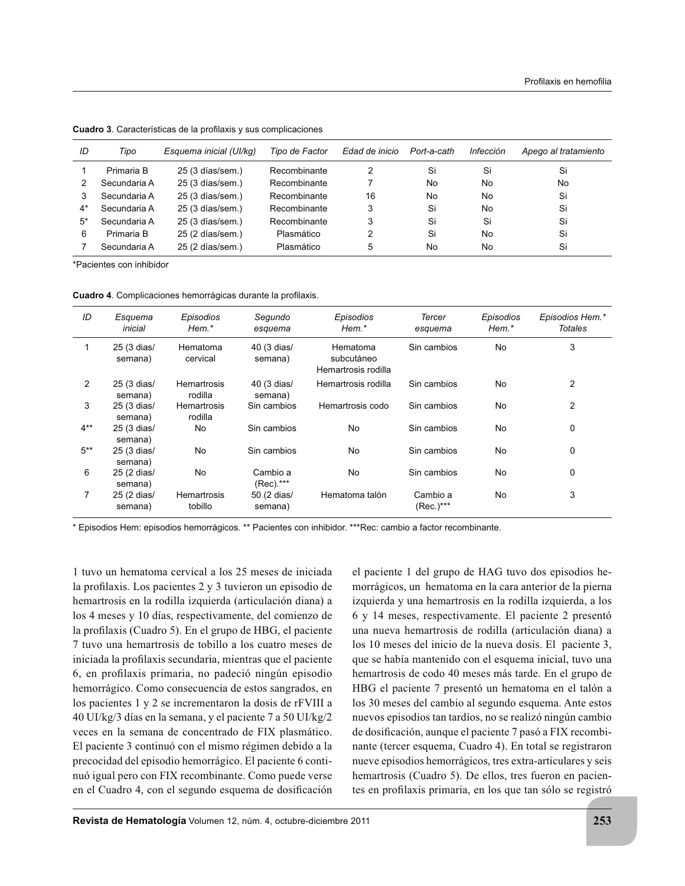**Cuadro 3**. Características de la profilaxis y sus complicaciones

| ID | Tipo | Esquema inicial (UI/kg) | Tipo de Factor | Edad de inicio | Port-a-cath | Infección | Apego al tratamiento |
|---|---|---|---|---|---|---|---|
| 1 | Primaria B | 25 (3 días/sem.) | Recombinante | 2 | Si | Si | Si |
| 2 | Secundaria A | 25 (3 días/sem.) | Recombinante | 7 | No | No | No |
| 3 | Secundaria A | 25 (3 días/sem.) | Recombinante | 16 | No | No | Si |
| 4* | Secundaria A | 25 (3 días/sem.) | Recombinante | 3 | Si | No | Si |
| 5* | Secundaria A | 25 (3 días/sem.) | Recombinante | 3 | Si | Si | Si |
| 6 | Primaria B | 25 (2 días/sem.) | Plasmático | 2 | Si | No | Si |
| 7 | Secundaria A | 25 (2 días/sem.) | Plasmático | 5 | No | No | Si |

*Pacientes con inhibidor

**Cuadro 4**. Complicaciones hemorrágicas durante la profilaxis.

| ID | Esquema inicial | Episodios Hem.* | Segundo esquema | Episodios Hem.* | Tercer esquema | Episodios Hem.* | Episodios Hem.* Totales |
|---|---|---|---|---|---|---|---|
| 1 | 25 (3 dias/ semana) | Hematoma cervical | 40 (3 dias/ semana) | Hematoma subcutáneo Hemartrosis rodilla | Sin cambios | No | 3 |
| 2 | 25 (3 dias/ semana) | Hemartrosis rodilla | 40 (3 dias/ semana) | Hemartrosis rodilla | Sin cambios | No | 2 |
| 3 | 25 (3 dias/ semana) | Hemartrosis rodilla | Sin cambios | Hemartrosis codo | Sin cambios | No | 2 |
| 4** | 25 (3 dias/ semana) | No | Sin cambios | No | Sin cambios | No | 0 |
| 5** | 25 (3 dias/ semana) | No | Sin cambios | No | Sin cambios | No | 0 |
| 6 | 25 (2 dias/ semana) | No | Cambio a (Rec).*** | No | Sin cambios | No | 0 |
| 7 | 25 (2 dias/ semana) | Hemartrosis tobillo | 50 (2 dias/ semana) | Hematoma talón | Cambio a (Rec.)*** | No | 3 |

* Episodios Hem: episodios hemorrágicos. ** Pacientes con inhibidor. ***Rec: cambio a factor recombinante.

1 tuvo un hematoma cervical a los 25 meses de iniciada la profilaxis. Los pacientes 2 y 3 tuvieron un episodio de hemartrosis en la rodilla izquierda (articulación diana) a los 4 meses y 10 días, respectivamente, del comienzo de la profilaxis (Cuadro 5). En el grupo de HBG, el paciente 7 tuvo una hemartrosis de tobillo a los cuatro meses de iniciada la profilaxis secundaria, mientras que el paciente 6, en profilaxis primaria, no padeció ningún episodio hemorrágico. Como consecuencia de estos sangrados, en los pacientes 1 y 2 se incrementaron la dosis de rFVIII a 40 UI/kg/3 días en la semana, y el paciente 7 a 50 UI/kg/2 veces en la semana de concentrado de FIX plasmático. El paciente 3 continuó con el mismo régimen debido a la precocidad del episodio hemorrágico. El paciente 6 continuó igual pero con FIX recombinante. Como puede verse en el Cuadro 4, con el segundo esquema de dosificación el paciente 1 del grupo de HAG tuvo dos episodios hemorrágicos, un hematoma en la cara anterior de la pierna izquierda y una hemartrosis en la rodilla izquierda, a los 6 y 14 meses, respectivamente. El paciente 2 presentó una nueva hemartrosis de rodilla (articulación diana) a los 10 meses del inicio de la nueva dosis. El paciente 3, que se había mantenido con el esquema inicial, tuvo una hemartrosis de codo 40 meses más tarde. En el grupo de HBG el paciente 7 presentó un hematoma en el talón a los 30 meses del cambio al segundo esquema. Ante estos nuevos episodios tan tardíos, no se realizó ningún cambio de dosificación, aunque el paciente 7 pasó a FIX recombinante (tercer esquema, Cuadro 4). En total se registraron nueve episodios hemorrágicos, tres extra-articulares y seis hemartrosis (Cuadro 5). De ellos, tres fueron en pacientes en profilaxis primaria, en los que tan sólo se registró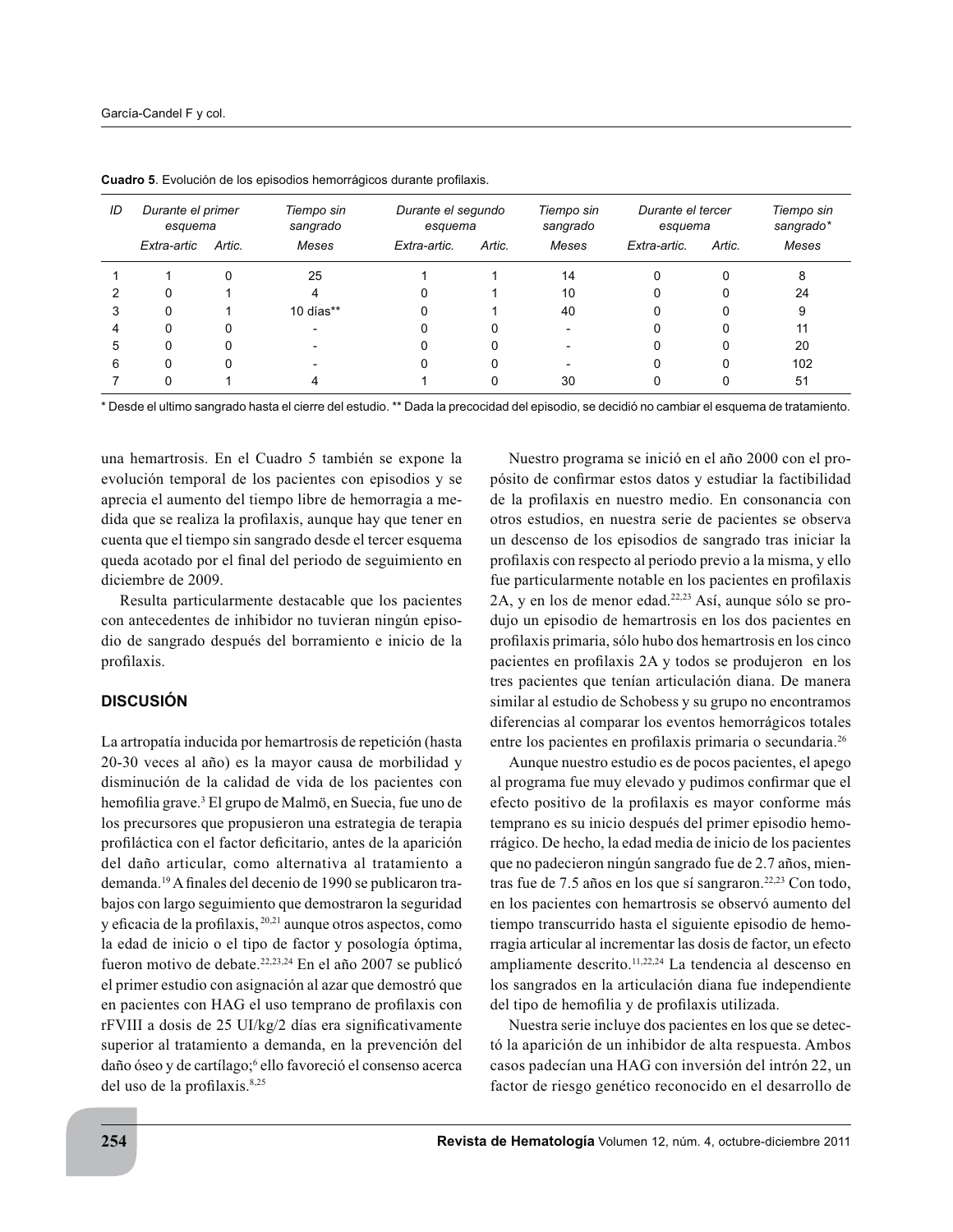**Cuadro 5**. Evolución de los episodios hemorrágicos durante profilaxis.

| ID | Durante el primer esquema | | Tiempo sin sangrado | Durante el segundo esquema | | Tiempo sin sangrado | Durante el tercer esquema | | Tiempo sin sangrado* |
|---|---|---|---|---|---|---|---|---|---|
| | Extra-artic | Artic. | Meses | Extra-artic. | Artic. | Meses | Extra-artic. | Artic. | Meses |
| 1 | 1 | 0 | 25 | 1 | 1 | 14 | 0 | 0 | 8 |
| 2 | 0 | 1 | 4 | 0 | 1 | 10 | 0 | 0 | 24 |
| 3 | 0 | 1 | 10 días** | 0 | 1 | 40 | 0 | 0 | 9 |
| 4 | 0 | 0 | - | 0 | 0 | - | 0 | 0 | 11 |
| 5 | 0 | 0 | - | 0 | 0 | - | 0 | 0 | 20 |
| 6 | 0 | 0 | - | 0 | 0 | - | 0 | 0 | 102 |
| 7 | 0 | 1 | 4 | 1 | 0 | 30 | 0 | 0 | 51 |

* Desde el ultimo sangrado hasta el cierre del estudio. ** Dada la precocidad del episodio, se decidió no cambiar el esquema de tratamiento.

una hemartrosis. En el Cuadro 5 también se expone la evolución temporal de los pacientes con episodios y se aprecia el aumento del tiempo libre de hemorragia a medida que se realiza la profilaxis, aunque hay que tener en cuenta que el tiempo sin sangrado desde el tercer esquema queda acotado por el final del periodo de seguimiento en diciembre de 2009.

Resulta particularmente destacable que los pacientes con antecedentes de inhibidor no tuvieran ningún episodio de sangrado después del borramiento e inicio de la profilaxis.

## DISCUSIÓN

La artropatía inducida por hemartrosis de repetición (hasta 20-30 veces al año) es la mayor causa de morbilidad y disminución de la calidad de vida de los pacientes con hemofilia grave.[3] El grupo de Malmö, en Suecia, fue uno de los precursores que propusieron una estrategia de terapia profiláctica con el factor deficitario, antes de la aparición del daño articular, como alternativa al tratamiento a demanda.[19] A finales del decenio de 1990 se publicaron trabajos con largo seguimiento que demostraron la seguridad y eficacia de la profilaxis,[20,21] aunque otros aspectos, como la edad de inicio o el tipo de factor y posología óptima, fueron motivo de debate.[22,23,24] En el año 2007 se publicó el primer estudio con asignación al azar que demostró que en pacientes con HAG el uso temprano de profilaxis con rFVIII a dosis de 25 UI/kg/2 días era significativamente superior al tratamiento a demanda, en la prevención del daño óseo y de cartílago;[6] ello favoreció el consenso acerca del uso de la profilaxis.[8,25]

Nuestro programa se inició en el año 2000 con el propósito de confirmar estos datos y estudiar la factibilidad de la profilaxis en nuestro medio. En consonancia con otros estudios, en nuestra serie de pacientes se observa un descenso de los episodios de sangrado tras iniciar la profilaxis con respecto al periodo previo a la misma, y ello fue particularmente notable en los pacientes en profilaxis 2A, y en los de menor edad.[22,23] Así, aunque sólo se produjo un episodio de hemartrosis en los dos pacientes en profilaxis primaria, sólo hubo dos hemartrosis en los cinco pacientes en profilaxis 2A y todos se produjeron en los tres pacientes que tenían articulación diana. De manera similar al estudio de Schobess y su grupo no encontramos diferencias al comparar los eventos hemorrágicos totales entre los pacientes en profilaxis primaria o secundaria.[26]

Aunque nuestro estudio es de pocos pacientes, el apego al programa fue muy elevado y pudimos confirmar que el efecto positivo de la profilaxis es mayor conforme más temprano es su inicio después del primer episodio hemorrágico. De hecho, la edad media de inicio de los pacientes que no padecieron ningún sangrado fue de 2.7 años, mientras fue de 7.5 años en los que sí sangraron.[22,23] Con todo, en los pacientes con hemartrosis se observó aumento del tiempo transcurrido hasta el siguiente episodio de hemorragia articular al incrementar las dosis de factor, un efecto ampliamente descrito.[11,22,24] La tendencia al descenso en los sangrados en la articulación diana fue independiente del tipo de hemofilia y de profilaxis utilizada.

Nuestra serie incluye dos pacientes en los que se detectó la aparición de un inhibidor de alta respuesta. Ambos casos padecían una HAG con inversión del intrón 22, un factor de riesgo genético reconocido en el desarrollo de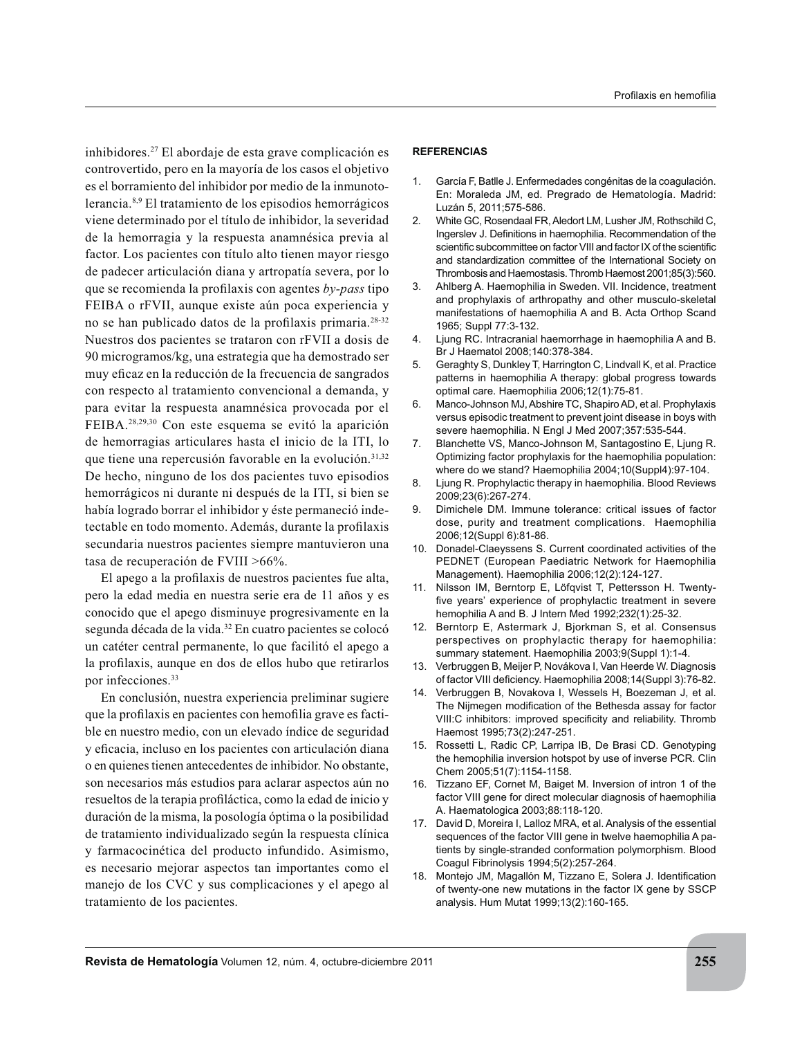inhibidores.[27] El abordaje de esta grave complicación es controvertido, pero en la mayoría de los casos el objetivo es el borramiento del inhibidor por medio de la inmunotolerancia.[8,9] El tratamiento de los episodios hemorrágicos viene determinado por el título de inhibidor, la severidad de la hemorragia y la respuesta anamnésica previa al factor. Los pacientes con título alto tienen mayor riesgo de padecer articulación diana y artropatía severa, por lo que se recomienda la profilaxis con agentes *by-pass* tipo FEIBA o rFVII, aunque existe aún poca experiencia y no se han publicado datos de la profilaxis primaria.[28-32] Nuestros dos pacientes se trataron con rFVII a dosis de 90 microgramos/kg, una estrategia que ha demostrado ser muy eficaz en la reducción de la frecuencia de sangrados con respecto al tratamiento convencional a demanda, y para evitar la respuesta anamnésica provocada por el FEIBA.[28,29,30] Con este esquema se evitó la aparición de hemorragias articulares hasta el inicio de la ITI, lo que tiene una repercusión favorable en la evolución.[31,32] De hecho, ninguno de los dos pacientes tuvo episodios hemorrágicos ni durante ni después de la ITI, si bien se había logrado borrar el inhibidor y éste permaneció indetectable en todo momento. Además, durante la profilaxis secundaria nuestros pacientes siempre mantuvieron una tasa de recuperación de FVIII >66%.

El apego a la profilaxis de nuestros pacientes fue alta, pero la edad media en nuestra serie era de 11 años y es conocido que el apego disminuye progresivamente en la segunda década de la vida.[32] En cuatro pacientes se colocó un catéter central permanente, lo que facilitó el apego a la profilaxis, aunque en dos de ellos hubo que retirarlos por infecciones.[33]

En conclusión, nuestra experiencia preliminar sugiere que la profilaxis en pacientes con hemofilia grave es factible en nuestro medio, con un elevado índice de seguridad y eficacia, incluso en los pacientes con articulación diana o en quienes tienen antecedentes de inhibidor. No obstante, son necesarios más estudios para aclarar aspectos aún no resueltos de la terapia profiláctica, como la edad de inicio y duración de la misma, la posología óptima o la posibilidad de tratamiento individualizado según la respuesta clínica y farmacocinética del producto infundido. Asimismo, es necesario mejorar aspectos tan importantes como el manejo de los CVC y sus complicaciones y el apego al tratamiento de los pacientes.

#### REFERENCIAS

1. García F, Batlle J. Enfermedades congénitas de la coagulación. En: Moraleda JM, ed. Pregrado de Hematología. Madrid: Luzán 5, 2011;575-586.
2. White GC, Rosendaal FR, Aledort LM, Lusher JM, Rothschild C, Ingerslev J. Definitions in haemophilia. Recommendation of the scientific subcommittee on factor VIII and factor IX of the scientific and standardization committee of the International Society on Thrombosis and Haemostasis. Thromb Haemost 2001;85(3):560.
3. Ahlberg A. Haemophilia in Sweden. VII. Incidence, treatment and prophylaxis of arthropathy and other musculo-skeletal manifestations of haemophilia A and B. Acta Orthop Scand 1965; Suppl 77:3-132.
4. Ljung RC. Intracranial haemorrhage in haemophilia A and B. Br J Haematol 2008;140:378-384.
5. Geraghty S, Dunkley T, Harrington C, Lindvall K, et al. Practice patterns in haemophilia A therapy: global progress towards optimal care. Haemophilia 2006;12(1):75-81.
6. Manco-Johnson MJ, Abshire TC, Shapiro AD, et al. Prophylaxis versus episodic treatment to prevent joint disease in boys with severe haemophilia. N Engl J Med 2007;357:535-544.
7. Blanchette VS, Manco-Johnson M, Santagostino E, Ljung R. Optimizing factor prophylaxis for the haemophilia population: where do we stand? Haemophilia 2004;10(Suppl4):97-104.
8. Ljung R. Prophylactic therapy in haemophilia. Blood Reviews 2009;23(6):267-274.
9. Dimichele DM. Immune tolerance: critical issues of factor dose, purity and treatment complications. Haemophilia 2006;12(Suppl 6):81-86.
10. Donadel-Claeyssens S. Current coordinated activities of the PEDNET (European Paediatric Network for Haemophilia Management). Haemophilia 2006;12(2):124-127.
11. Nilsson IM, Berntorp E, Löfqvist T, Pettersson H. Twenty-five years' experience of prophylactic treatment in severe hemophilia A and B. J Intern Med 1992;232(1):25-32.
12. Berntorp E, Astermark J, Bjorkman S, et al. Consensus perspectives on prophylactic therapy for haemophilia: summary statement. Haemophilia 2003;9(Suppl 1):1-4.
13. Verbruggen B, Meijer P, Novákova I, Van Heerde W. Diagnosis of factor VIII deficiency. Haemophilia 2008;14(Suppl 3):76-82.
14. Verbruggen B, Novakova I, Wessels H, Boezeman J, et al. The Nijmegen modification of the Bethesda assay for factor VIII:C inhibitors: improved specificity and reliability. Thromb Haemost 1995;73(2):247-251.
15. Rossetti L, Radic CP, Larripa IB, De Brasi CD. Genotyping the hemophilia inversion hotspot by use of inverse PCR. Clin Chem 2005;51(7):1154-1158.
16. Tizzano EF, Cornet M, Baiget M. Inversion of intron 1 of the factor VIII gene for direct molecular diagnosis of haemophilia A. Haematologica 2003;88:118-120.
17. David D, Moreira I, Lalloz MRA, et al. Analysis of the essential sequences of the factor VIII gene in twelve haemophilia A patients by single-stranded conformation polymorphism. Blood Coagul Fibrinolysis 1994;5(2):257-264.
18. Montejo JM, Magallón M, Tizzano E, Solera J. Identification of twenty-one new mutations in the factor IX gene by SSCP analysis. Hum Mutat 1999;13(2):160-165.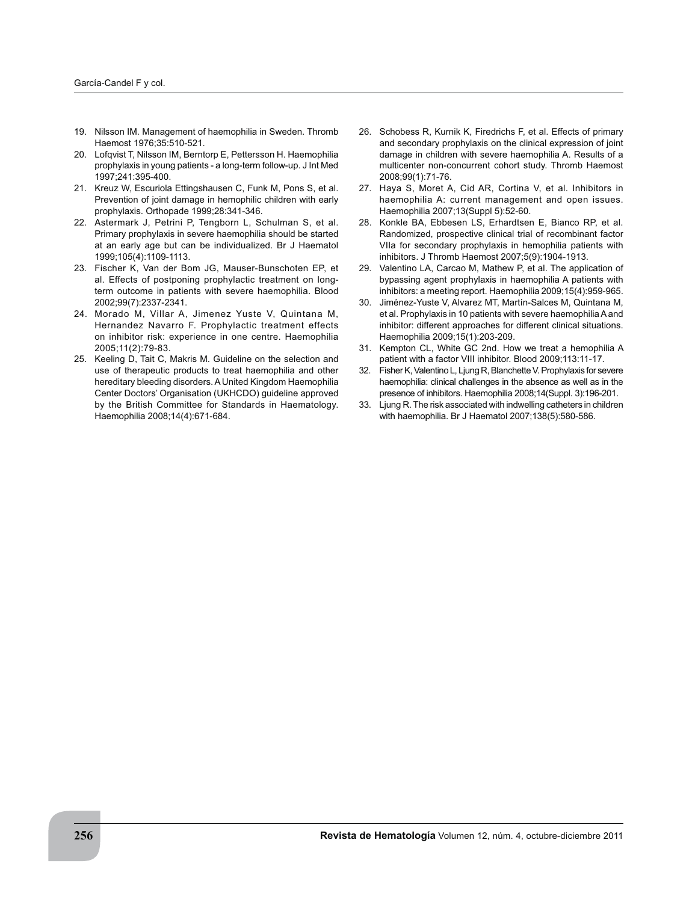19. Nilsson IM. Management of haemophilia in Sweden. Thromb Haemost 1976;35:510-521.
20. Lofqvist T, Nilsson IM, Berntorp E, Pettersson H. Haemophilia prophylaxis in young patients - a long-term follow-up. J Int Med 1997;241:395-400.
21. Kreuz W, Escuriola Ettingshausen C, Funk M, Pons S, et al. Prevention of joint damage in hemophilic children with early prophylaxis. Orthopade 1999;28:341-346.
22. Astermark J, Petrini P, Tengborn L, Schulman S, et al. Primary prophylaxis in severe haemophilia should be started at an early age but can be individualized. Br J Haematol 1999;105(4):1109-1113.
23. Fischer K, Van der Bom JG, Mauser-Bunschoten EP, et al. Effects of postponing prophylactic treatment on long-term outcome in patients with severe haemophilia. Blood 2002;99(7):2337-2341.
24. Morado M, Villar A, Jimenez Yuste V, Quintana M, Hernandez Navarro F. Prophylactic treatment effects on inhibitor risk: experience in one centre. Haemophilia 2005;11(2):79-83.
25. Keeling D, Tait C, Makris M. Guideline on the selection and use of therapeutic products to treat haemophilia and other hereditary bleeding disorders. A United Kingdom Haemophilia Center Doctors' Organisation (UKHCDO) guideline approved by the British Committee for Standards in Haematology. Haemophilia 2008;14(4):671-684.
26. Schobess R, Kurnik K, Firedrichs F, et al. Effects of primary and secondary prophylaxis on the clinical expression of joint damage in children with severe haemophilia A. Results of a multicenter non-concurrent cohort study. Thromb Haemost 2008;99(1):71-76.
27. Haya S, Moret A, Cid AR, Cortina V, et al. Inhibitors in haemophilia A: current management and open issues. Haemophilia 2007;13(Suppl 5):52-60.
28. Konkle BA, Ebbesen LS, Erhardtsen E, Bianco RP, et al. Randomized, prospective clinical trial of recombinant factor VIIa for secondary prophylaxis in hemophilia patients with inhibitors. J Thromb Haemost 2007;5(9):1904-1913.
29. Valentino LA, Carcao M, Mathew P, et al. The application of bypassing agent prophylaxis in haemophilia A patients with inhibitors: a meeting report. Haemophilia 2009;15(4):959-965.
30. Jiménez-Yuste V, Alvarez MT, Martín-Salces M, Quintana M, et al. Prophylaxis in 10 patients with severe haemophilia A and inhibitor: different approaches for different clinical situations. Haemophilia 2009;15(1):203-209.
31. Kempton CL, White GC 2nd. How we treat a hemophilia A patient with a factor VIII inhibitor. Blood 2009;113:11-17.
32. Fisher K, Valentino L, Ljung R, Blanchette V. Prophylaxis for severe haemophilia: clinical challenges in the absence as well as in the presence of inhibitors. Haemophilia 2008;14(Suppl. 3):196-201.
33. Ljung R. The risk associated with indwelling catheters in children with haemophilia. Br J Haematol 2007;138(5):580-586.